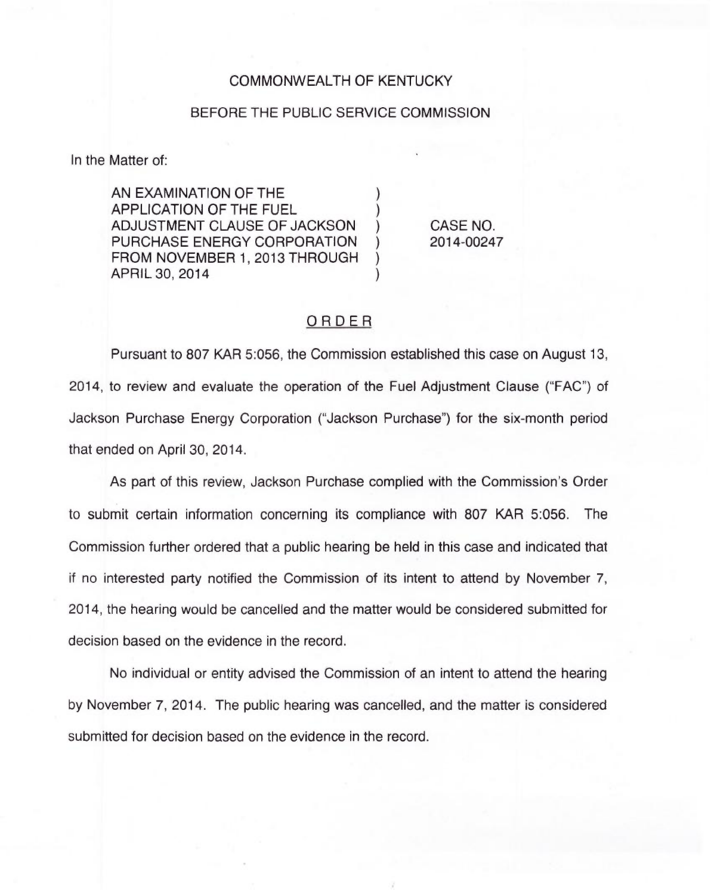COMMONWEALTH OF KENTUCKY

BEFORE THE PUBLIC SERVICE COMMISSION

In the Matter of:

| | | |
|---|---|---|
| AN EXAMINATION OF THE APPLICATION OF THE FUEL ADJUSTMENT CLAUSE OF JACKSON PURCHASE ENERGY CORPORATION FROM NOVEMBER 1, 2013 THROUGH APRIL 30, 2014 | ) | CASE NO. 2014-00247 |

## ORDER

Pursuant to 807 KAR 5:056, the Commission established this case on August 13, 2014, to review and evaluate the operation of the Fuel Adjustment Clause ("FAC") of Jackson Purchase Energy Corporation ("Jackson Purchase") for the six-month period that ended on April 30, 2014.

As part of this review, Jackson Purchase complied with the Commission's Order to submit certain information concerning its compliance with 807 KAR 5:056. The Commission further ordered that a public hearing be held in this case and indicated that if no interested party notified the Commission of its intent to attend by November 7, 2014, the hearing would be cancelled and the matter would be considered submitted for decision based on the evidence in the record.

No individual or entity advised the Commission of an intent to attend the hearing by November 7, 2014. The public hearing was cancelled, and the matter is considered submitted for decision based on the evidence in the record.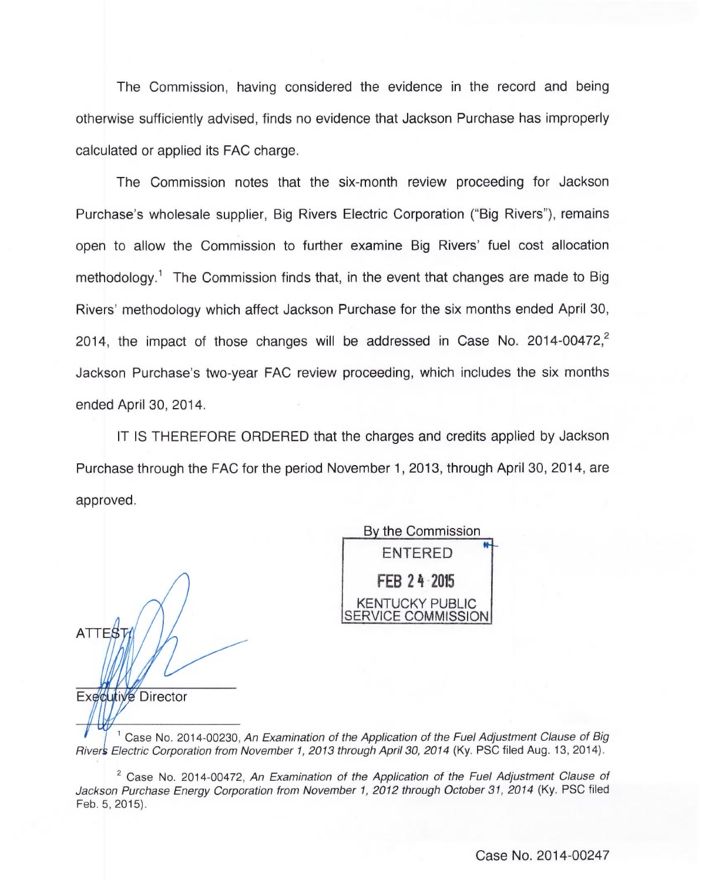The Commission, having considered the evidence in the record and being otherwise sufficiently advised, finds no evidence that Jackson Purchase has improperly calculated or applied its FAC charge.

The Commission notes that the six-month review proceeding for Jackson Purchase's wholesale supplier, Big Rivers Electric Corporation ("Big Rivers"), remains open to allow the Commission to further examine Big Rivers' fuel cost allocation methodology.[1] The Commission finds that, in the event that changes are made to Big Rivers' methodology which affect Jackson Purchase for the six months ended April 30, 2014, the impact of those changes will be addressed in Case No. 2014-00472,[2] Jackson Purchase's two-year FAC review proceeding, which includes the six months ended April 30, 2014.

IT IS THEREFORE ORDERED that the charges and credits applied by Jackson Purchase through the FAC for the period November 1, 2013, through April 30, 2014, are approved.

By the Commission

ENTERED

FEB 24 2015

KENTUCKY PUBLIC SERVICE COMMISSION

ATTEST:

Executive Director

[1] Case No. 2014-00230, *An Examination of the Application of the Fuel Adjustment Clause of Big Rivers Electric Corporation from November 1, 2013 through April 30, 2014* (Ky. PSC filed Aug. 13, 2014).

[2] Case No. 2014-00472, *An Examination of the Application of the Fuel Adjustment Clause of Jackson Purchase Energy Corporation from November 1, 2012 through October 31, 2014* (Ky. PSC filed Feb. 5, 2015).

Case No. 2014-00247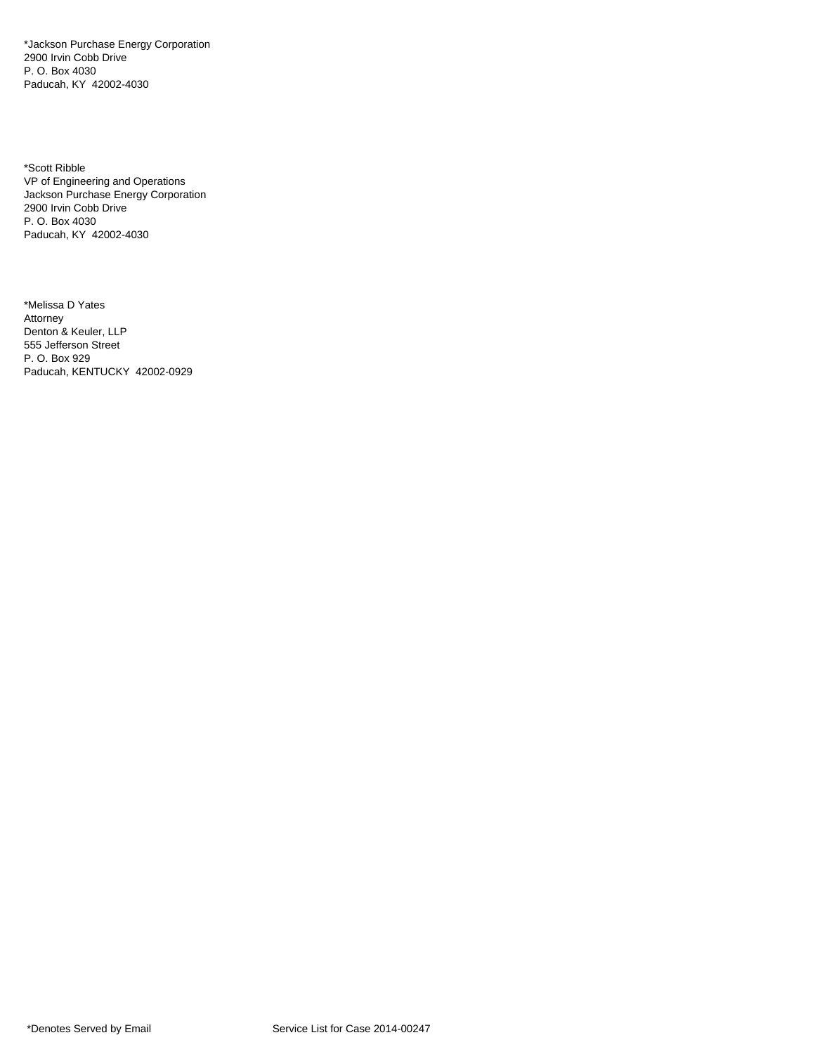*Jackson Purchase Energy Corporation
2900 Irvin Cobb Drive
P. O. Box 4030
Paducah, KY  42002-4030

*Scott Ribble
VP of Engineering and Operations
Jackson Purchase Energy Corporation
2900 Irvin Cobb Drive
P. O. Box 4030
Paducah, KY  42002-4030

*Melissa D Yates
Attorney
Denton & Keuler, LLP
555 Jefferson Street
P. O. Box 929
Paducah, KENTUCKY  42002-0929

*Denotes Served by Email

Service List for Case 2014-00247